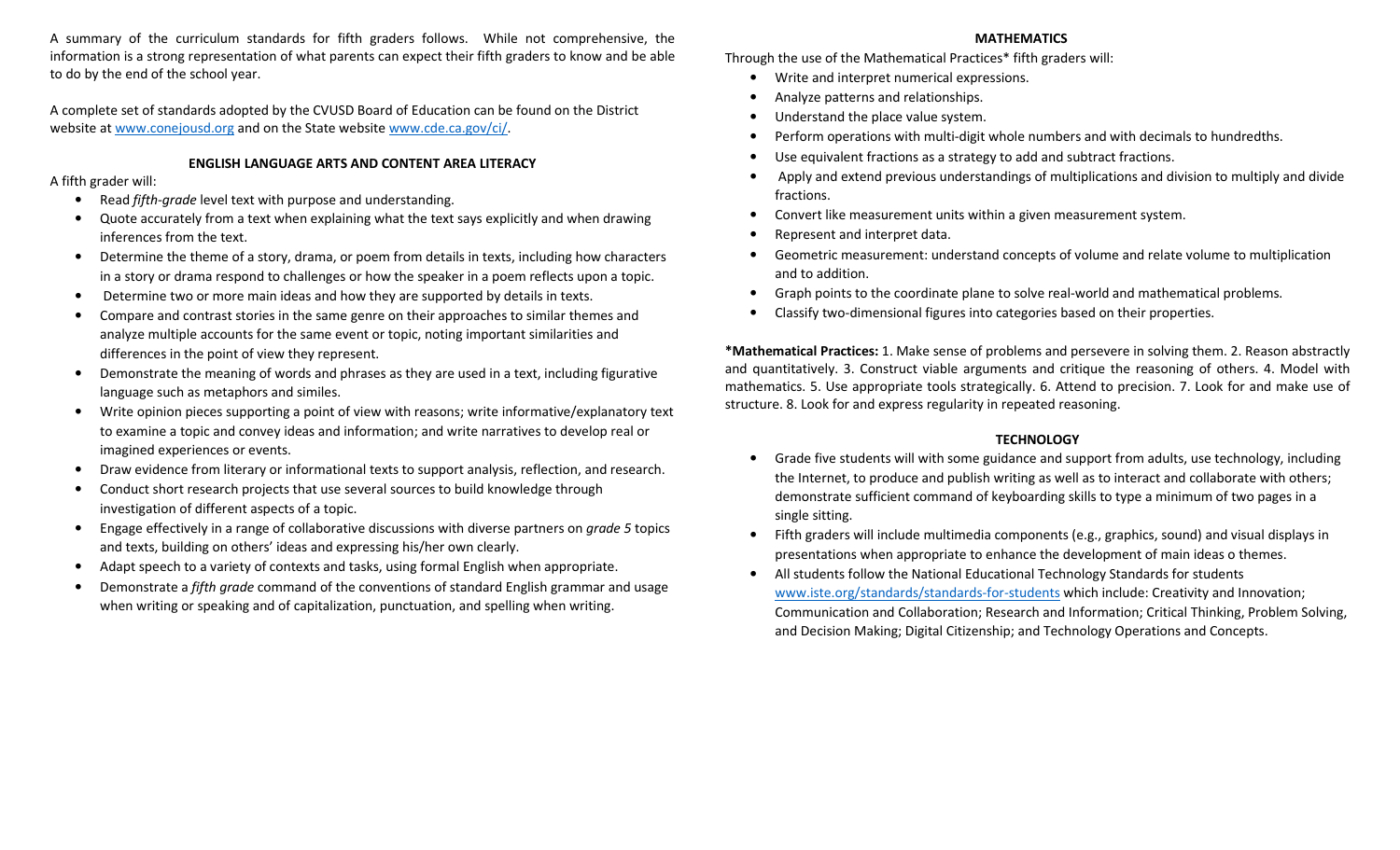A summary of the curriculum standards for fifth graders follows. While not comprehensive, the information is a strong representation of what parents can expect their fifth graders to know and be able to do by the end of the school year.

A complete set of standards adopted by the CVUSD Board of Education can be found on the District website at [www.conejousd.org](http://www.conejousd.org) and on the State website [www.cde.ca.gov/ci/](http://www.cde.ca.gov/ci/).

## ENGLISH LANGUAGE ARTS AND CONTENT AREA LITERACY

A fifth grader will:

- Read *fifth-grade* level text with purpose and understanding.
- Quote accurately from a text when explaining what the text says explicitly and when drawing inferences from the text.
- Determine the theme of a story, drama, or poem from details in texts, including how characters in a story or drama respond to challenges or how the speaker in a poem reflects upon a topic.
- Determine two or more main ideas and how they are supported by details in texts.
- Compare and contrast stories in the same genre on their approaches to similar themes and analyze multiple accounts for the same event or topic, noting important similarities and differences in the point of view they represent.
- Demonstrate the meaning of words and phrases as they are used in a text, including figurative language such as metaphors and similes.
- Write opinion pieces supporting a point of view with reasons; write informative/explanatory text to examine a topic and convey ideas and information; and write narratives to develop real or imagined experiences or events.
- Draw evidence from literary or informational texts to support analysis, reflection, and research.
- Conduct short research projects that use several sources to build knowledge through investigation of different aspects of a topic.
- Engage effectively in a range of collaborative discussions with diverse partners on *grade 5* topics and texts, building on others' ideas and expressing his/her own clearly.
- Adapt speech to a variety of contexts and tasks, using formal English when appropriate.
- Demonstrate a *fifth grade* command of the conventions of standard English grammar and usage when writing or speaking and of capitalization, punctuation, and spelling when writing.

## MATHEMATICS

Through the use of the Mathematical Practices* fifth graders will:

- Write and interpret numerical expressions.
- Analyze patterns and relationships.
- Understand the place value system.
- Perform operations with multi-digit whole numbers and with decimals to hundredths.
- Use equivalent fractions as a strategy to add and subtract fractions.
- Apply and extend previous understandings of multiplications and division to multiply and divide fractions.
- Convert like measurement units within a given measurement system.
- Represent and interpret data.
- Geometric measurement: understand concepts of volume and relate volume to multiplication and to addition.
- Graph points to the coordinate plane to solve real-world and mathematical problems.
- Classify two-dimensional figures into categories based on their properties.

***Mathematical Practices:** 1. Make sense of problems and persevere in solving them. 2. Reason abstractly and quantitatively. 3. Construct viable arguments and critique the reasoning of others. 4. Model with mathematics. 5. Use appropriate tools strategically. 6. Attend to precision. 7. Look for and make use of structure. 8. Look for and express regularity in repeated reasoning.

## TECHNOLOGY

- Grade five students will with some guidance and support from adults, use technology, including the Internet, to produce and publish writing as well as to interact and collaborate with others; demonstrate sufficient command of keyboarding skills to type a minimum of two pages in a single sitting.
- Fifth graders will include multimedia components (e.g., graphics, sound) and visual displays in presentations when appropriate to enhance the development of main ideas o themes.
- All students follow the National Educational Technology Standards for students [www.iste.org/standards/standards-for-students](http://www.iste.org/standards/standards-for-students) which include: Creativity and Innovation; Communication and Collaboration; Research and Information; Critical Thinking, Problem Solving, and Decision Making; Digital Citizenship; and Technology Operations and Concepts.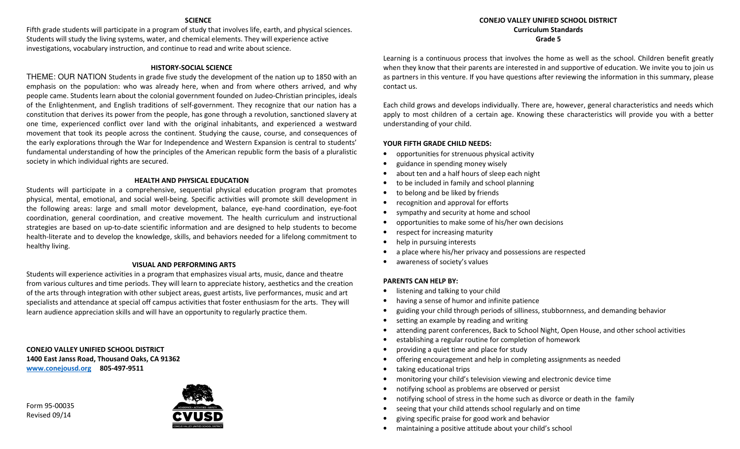## SCIENCE

Fifth grade students will participate in a program of study that involves life, earth, and physical sciences. Students will study the living systems, water, and chemical elements. They will experience active investigations, vocabulary instruction, and continue to read and write about science.

## HISTORY-SOCIAL SCIENCE

THEME: OUR NATION Students in grade five study the development of the nation up to 1850 with an emphasis on the population: who was already here, when and from where others arrived, and why people came. Students learn about the colonial government founded on Judeo-Christian principles, ideals of the Enlightenment, and English traditions of self-government. They recognize that our nation has a constitution that derives its power from the people, has gone through a revolution, sanctioned slavery at one time, experienced conflict over land with the original inhabitants, and experienced a westward movement that took its people across the continent. Studying the cause, course, and consequences of the early explorations through the War for Independence and Western Expansion is central to students' fundamental understanding of how the principles of the American republic form the basis of a pluralistic society in which individual rights are secured.

## HEALTH AND PHYSICAL EDUCATION

Students will participate in a comprehensive, sequential physical education program that promotes physical, mental, emotional, and social well-being. Specific activities will promote skill development in the following areas: large and small motor development, balance, eye-hand coordination, eye-foot coordination, general coordination, and creative movement. The health curriculum and instructional strategies are based on up-to-date scientific information and are designed to help students to become health-literate and to develop the knowledge, skills, and behaviors needed for a lifelong commitment to healthy living.

## VISUAL AND PERFORMING ARTS

Students will experience activities in a program that emphasizes visual arts, music, dance and theatre from various cultures and time periods. They will learn to appreciate history, aesthetics and the creation of the arts through integration with other subject areas, guest artists, live performances, music and art specialists and attendance at special off campus activities that foster enthusiasm for the arts. They will learn audience appreciation skills and will have an opportunity to regularly practice them.

**CONEJO VALLEY UNIFIED SCHOOL DISTRICT**
**1400 East Janss Road, Thousand Oaks, CA 91362**
**www.conejousd.org 805-497-9511**

Form 95-00035
Revised 09/14

CVUSD

# CONEJO VALLEY UNIFIED SCHOOL DISTRICT
## Curriculum Standards
## Grade 5

Learning is a continuous process that involves the home as well as the school. Children benefit greatly when they know that their parents are interested in and supportive of education. We invite you to join us as partners in this venture. If you have questions after reviewing the information in this summary, please contact us.

Each child grows and develops individually. There are, however, general characteristics and needs which apply to most children of a certain age. Knowing these characteristics will provide you with a better understanding of your child.

**YOUR FIFTH GRADE CHILD NEEDS:**

- opportunities for strenuous physical activity
- guidance in spending money wisely
- about ten and a half hours of sleep each night
- to be included in family and school planning
- to belong and be liked by friends
- recognition and approval for efforts
- sympathy and security at home and school
- opportunities to make some of his/her own decisions
- respect for increasing maturity
- help in pursuing interests
- a place where his/her privacy and possessions are respected
- awareness of society's values

**PARENTS CAN HELP BY:**

- listening and talking to your child
- having a sense of humor and infinite patience
- guiding your child through periods of silliness, stubbornness, and demanding behavior
- setting an example by reading and writing
- attending parent conferences, Back to School Night, Open House, and other school activities
- establishing a regular routine for completion of homework
- providing a quiet time and place for study
- offering encouragement and help in completing assignments as needed
- taking educational trips
- monitoring your child's television viewing and electronic device time
- notifying school as problems are observed or persist
- notifying school of stress in the home such as divorce or death in the family
- seeing that your child attends school regularly and on time
- giving specific praise for good work and behavior
- maintaining a positive attitude about your child's school